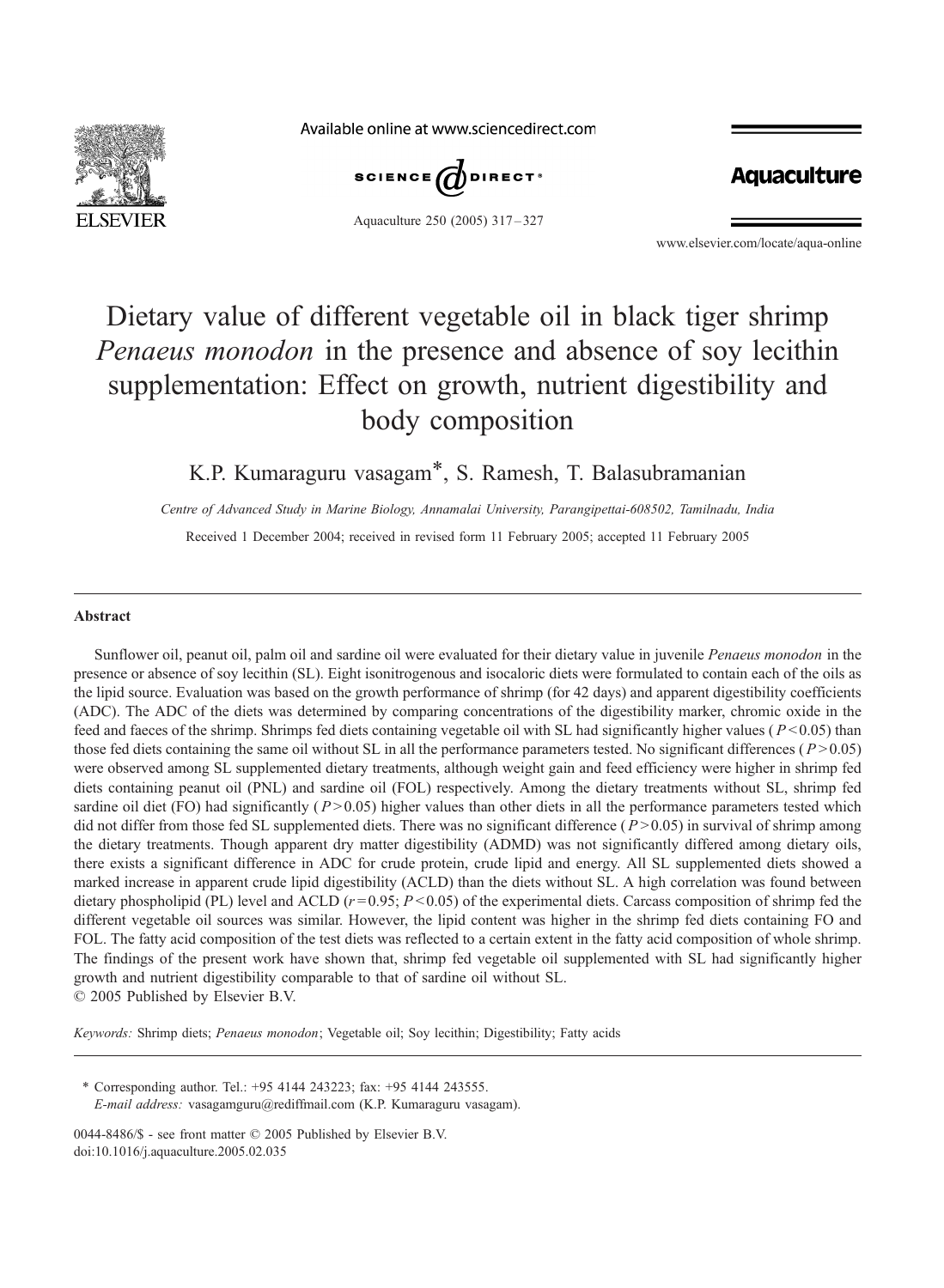# Dietary value of different vegetable oil in black tiger shrimp *Penaeus monodon* in the presence and absence of soy lecithin supplementation: Effect on growth, nutrient digestibility and body composition

K.P. Kumaraguru vasagam*, S. Ramesh, T. Balasubramanian

*Centre of Advanced Study in Marine Biology, Annamalai University, Parangipettai-608502, Tamilnadu, India*

Received 1 December 2004; received in revised form 11 February 2005; accepted 11 February 2005

---

## Abstract

Sunflower oil, peanut oil, palm oil and sardine oil were evaluated for their dietary value in juvenile *Penaeus monodon* in the presence or absence of soy lecithin (SL). Eight isonitrogenous and isocaloric diets were formulated to contain each of the oils as the lipid source. Evaluation was based on the growth performance of shrimp (for 42 days) and apparent digestibility coefficients (ADC). The ADC of the diets was determined by comparing concentrations of the digestibility marker, chromic oxide in the feed and faeces of the shrimp. Shrimps fed diets containing vegetable oil with SL had significantly higher values ($P<0.05$) than those fed diets containing the same oil without SL in all the performance parameters tested. No significant differences ($P>0.05$) were observed among SL supplemented dietary treatments, although weight gain and feed efficiency were higher in shrimp fed diets containing peanut oil (PNL) and sardine oil (FOL) respectively. Among the dietary treatments without SL, shrimp fed sardine oil diet (FO) had significantly ($P>0.05$) higher values than other diets in all the performance parameters tested which did not differ from those fed SL supplemented diets. There was no significant difference ($P>0.05$) in survival of shrimp among the dietary treatments. Though apparent dry matter digestibility (ADMD) was not significantly differed among dietary oils, there exists a significant difference in ADC for crude protein, crude lipid and energy. All SL supplemented diets showed a marked increase in apparent crude lipid digestibility (ACLD) than the diets without SL. A high correlation was found between dietary phospholipid (PL) level and ACLD ($r=0.95$; $P<0.05$) of the experimental diets. Carcass composition of shrimp fed the different vegetable oil sources was similar. However, the lipid content was higher in the shrimp fed diets containing FO and FOL. The fatty acid composition of the test diets was reflected to a certain extent in the fatty acid composition of whole shrimp. The findings of the present work have shown that, shrimp fed vegetable oil supplemented with SL had significantly higher growth and nutrient digestibility comparable to that of sardine oil without SL.

© 2005 Published by Elsevier B.V.

*Keywords:* Shrimp diets; *Penaeus monodon*; Vegetable oil; Soy lecithin; Digestibility; Fatty acids

---

\* Corresponding author. Tel.: +95 4144 243223; fax: +95 4144 243555.
*E-mail address:* vasagamguru@rediffmail.com (K.P. Kumaraguru vasagam).

0044-8486/$ - see front matter © 2005 Published by Elsevier B.V.
doi:10.1016/j.aquaculture.2005.02.035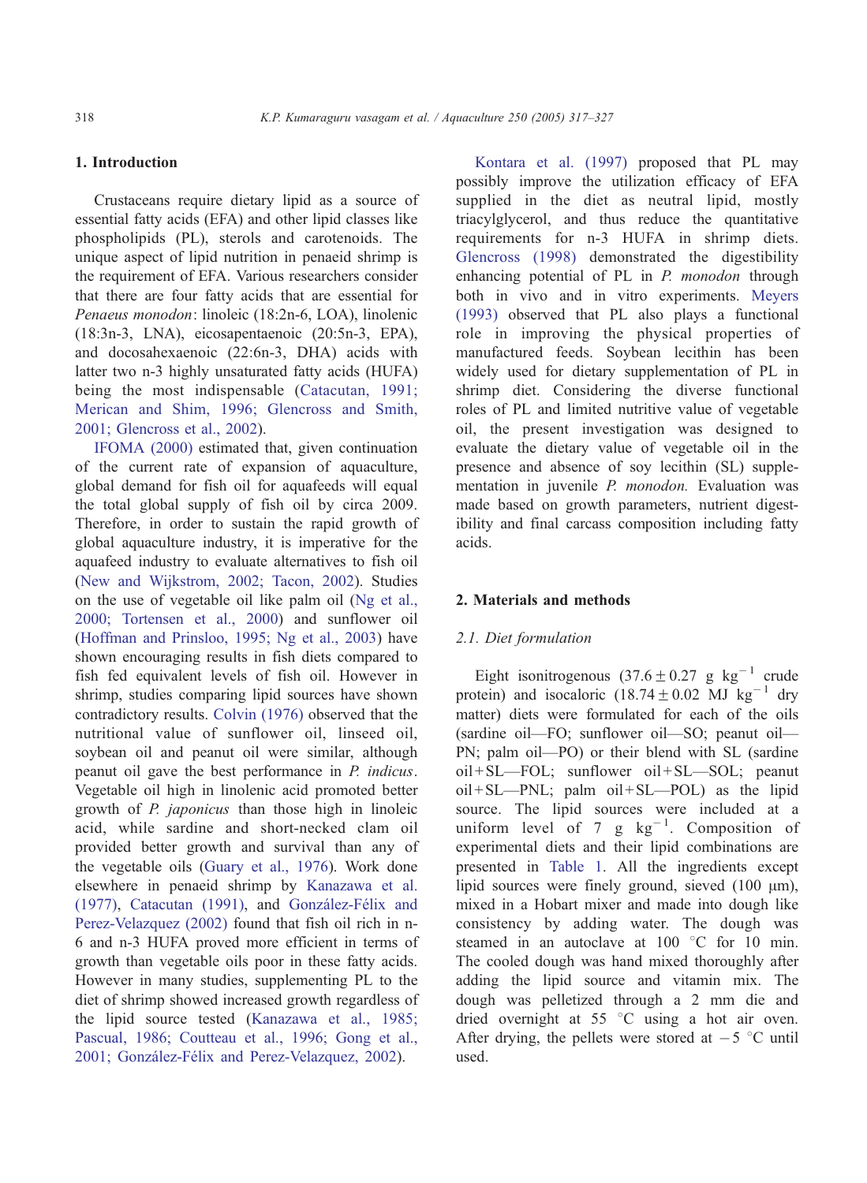## 1. Introduction

Crustaceans require dietary lipid as a source of essential fatty acids (EFA) and other lipid classes like phospholipids (PL), sterols and carotenoids. The unique aspect of lipid nutrition in penaeid shrimp is the requirement of EFA. Various researchers consider that there are four fatty acids that are essential for *Penaeus monodon*: linoleic (18:2n-6, LOA), linolenic (18:3n-3, LNA), eicosapentaenoic (20:5n-3, EPA), and docosahexaenoic (22:6n-3, DHA) acids with latter two n-3 highly unsaturated fatty acids (HUFA) being the most indispensable (Catacutan, 1991; Merican and Shim, 1996; Glencross and Smith, 2001; Glencross et al., 2002).

IFOMA (2000) estimated that, given continuation of the current rate of expansion of aquaculture, global demand for fish oil for aquafeeds will equal the total global supply of fish oil by circa 2009. Therefore, in order to sustain the rapid growth of global aquaculture industry, it is imperative for the aquafeed industry to evaluate alternatives to fish oil (New and Wijkstrom, 2002; Tacon, 2002). Studies on the use of vegetable oil like palm oil (Ng et al., 2000; Tortensen et al., 2000) and sunflower oil (Hoffman and Prinsloo, 1995; Ng et al., 2003) have shown encouraging results in fish diets compared to fish fed equivalent levels of fish oil. However in shrimp, studies comparing lipid sources have shown contradictory results. Colvin (1976) observed that the nutritional value of sunflower oil, linseed oil, soybean oil and peanut oil were similar, although peanut oil gave the best performance in *P. indicus*. Vegetable oil high in linolenic acid promoted better growth of *P. japonicus* than those high in linoleic acid, while sardine and short-necked clam oil provided better growth and survival than any of the vegetable oils (Guary et al., 1976). Work done elsewhere in penaeid shrimp by Kanazawa et al. (1977), Catacutan (1991), and González-Félix and Perez-Velazquez (2002) found that fish oil rich in n-6 and n-3 HUFA proved more efficient in terms of growth than vegetable oils poor in these fatty acids. However in many studies, supplementing PL to the diet of shrimp showed increased growth regardless of the lipid source tested (Kanazawa et al., 1985; Pascual, 1986; Coutteau et al., 1996; Gong et al., 2001; González-Félix and Perez-Velazquez, 2002).

Kontara et al. (1997) proposed that PL may possibly improve the utilization efficacy of EFA supplied in the diet as neutral lipid, mostly triacylglycerol, and thus reduce the quantitative requirements for n-3 HUFA in shrimp diets. Glencross (1998) demonstrated the digestibility enhancing potential of PL in *P. monodon* through both in vivo and in vitro experiments. Meyers (1993) observed that PL also plays a functional role in improving the physical properties of manufactured feeds. Soybean lecithin has been widely used for dietary supplementation of PL in shrimp diet. Considering the diverse functional roles of PL and limited nutritive value of vegetable oil, the present investigation was designed to evaluate the dietary value of vegetable oil in the presence and absence of soy lecithin (SL) supplementation in juvenile *P. monodon.* Evaluation was made based on growth parameters, nutrient digestibility and final carcass composition including fatty acids.

## 2. Materials and methods

### 2.1. Diet formulation

Eight isonitrogenous ($37.6 \pm 0.27$ g kg$^{-1}$ crude protein) and isocaloric ($18.74 \pm 0.02$ MJ kg$^{-1}$ dry matter) diets were formulated for each of the oils (sardine oil—FO; sunflower oil—SO; peanut oil—PN; palm oil—PO) or their blend with SL (sardine oil + SL—FOL; sunflower oil + SL—SOL; peanut oil + SL—PNL; palm oil + SL—POL) as the lipid source. The lipid sources were included at a uniform level of 7 g kg$^{-1}$. Composition of experimental diets and their lipid combinations are presented in Table 1. All the ingredients except lipid sources were finely ground, sieved (100 μm), mixed in a Hobart mixer and made into dough like consistency by adding water. The dough was steamed in an autoclave at 100 °C for 10 min. The cooled dough was hand mixed thoroughly after adding the lipid source and vitamin mix. The dough was pelletized through a 2 mm die and dried overnight at 55 °C using a hot air oven. After drying, the pellets were stored at −5 °C until used.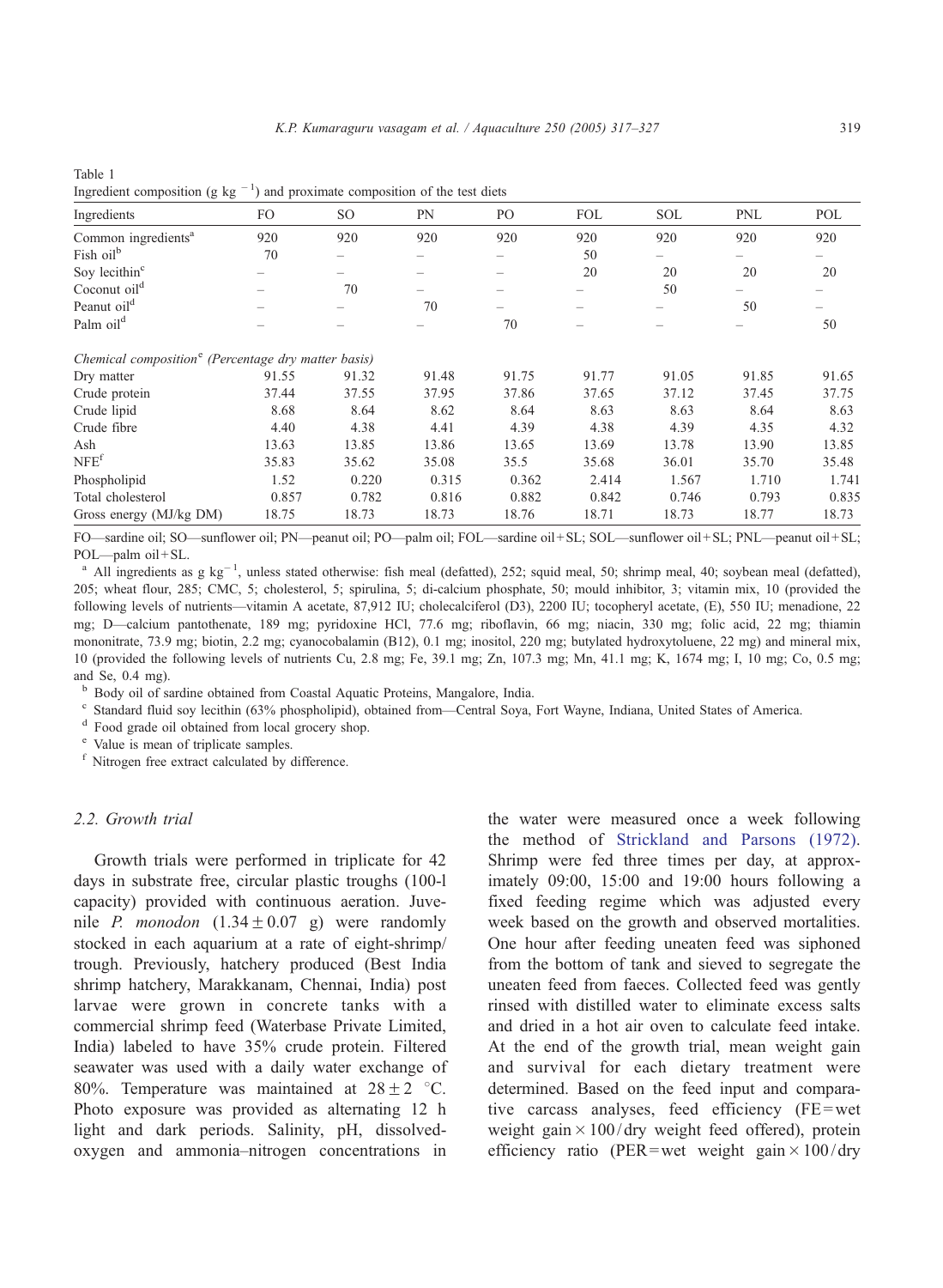Table 1
Ingredient composition (g kg $^{-1}$) and proximate composition of the test diets

| Ingredients | FO | SO | PN | PO | FOL | SOL | PNL | POL |
|---|---|---|---|---|---|---|---|---|
| Common ingredients[a] | 920 | 920 | 920 | 920 | 920 | 920 | 920 | 920 |
| Fish oil[b] | 70 | – | – | – | 50 | – | – | – |
| Soy lecithin[c] | – | – | – | – | 20 | 20 | 20 | 20 |
| Coconut oil[d] | – | 70 | – | – | – | 50 | – | – |
| Peanut oil[d] | – | – | 70 | – | – | – | 50 | – |
| Palm oil[d] | – | – | – | 70 | – | – | – | 50 |
| *Chemical composition[e] (Percentage dry matter basis)* | | | | | | | | |
| Dry matter | 91.55 | 91.32 | 91.48 | 91.75 | 91.77 | 91.05 | 91.85 | 91.65 |
| Crude protein | 37.44 | 37.55 | 37.95 | 37.86 | 37.65 | 37.12 | 37.45 | 37.75 |
| Crude lipid | 8.68 | 8.64 | 8.62 | 8.64 | 8.63 | 8.63 | 8.64 | 8.63 |
| Crude fibre | 4.40 | 4.38 | 4.41 | 4.39 | 4.38 | 4.39 | 4.35 | 4.32 |
| Ash | 13.63 | 13.85 | 13.86 | 13.65 | 13.69 | 13.78 | 13.90 | 13.85 |
| NFE[f] | 35.83 | 35.62 | 35.08 | 35.5 | 35.68 | 36.01 | 35.70 | 35.48 |
| Phospholipid | 1.52 | 0.220 | 0.315 | 0.362 | 2.414 | 1.567 | 1.710 | 1.741 |
| Total cholesterol | 0.857 | 0.782 | 0.816 | 0.882 | 0.842 | 0.746 | 0.793 | 0.835 |
| Gross energy (MJ/kg DM) | 18.75 | 18.73 | 18.73 | 18.76 | 18.71 | 18.73 | 18.77 | 18.73 |

FO—sardine oil; SO—sunflower oil; PN—peanut oil; PO—palm oil; FOL—sardine oil + SL; SOL—sunflower oil + SL; PNL—peanut oil + SL; POL—palm oil + SL.

[a] All ingredients as g kg $^{-1}$, unless stated otherwise: fish meal (defatted), 252; squid meal, 50; shrimp meal, 40; soybean meal (defatted), 205; wheat flour, 285; CMC, 5; cholesterol, 5; spirulina, 5; di-calcium phosphate, 50; mould inhibitor, 3; vitamin mix, 10 (provided the following levels of nutrients—vitamin A acetate, 87,912 IU; cholecalciferol (D3), 2200 IU; tocopheryl acetate, (E), 550 IU; menadione, 22 mg; D—calcium pantothenate, 189 mg; pyridoxine HCl, 77.6 mg; riboflavin, 66 mg; niacin, 330 mg; folic acid, 22 mg; thiamin mononitrate, 73.9 mg; biotin, 2.2 mg; cyanocobalamin (B12), 0.1 mg; inositol, 220 mg; butylated hydroxytoluene, 22 mg) and mineral mix, 10 (provided the following levels of nutrients Cu, 2.8 mg; Fe, 39.1 mg; Zn, 107.3 mg; Mn, 41.1 mg; K, 1674 mg; I, 10 mg; Co, 0.5 mg; and Se, 0.4 mg).

[b] Body oil of sardine obtained from Coastal Aquatic Proteins, Mangalore, India.

[c] Standard fluid soy lecithin (63% phospholipid), obtained from—Central Soya, Fort Wayne, Indiana, United States of America.

[d] Food grade oil obtained from local grocery shop.

[e] Value is mean of triplicate samples.

[f] Nitrogen free extract calculated by difference.

### 2.2. Growth trial

Growth trials were performed in triplicate for 42 days in substrate free, circular plastic troughs (100-l capacity) provided with continuous aeration. Juvenile *P. monodon* ($1.34 \pm 0.07$ g) were randomly stocked in each aquarium at a rate of eight-shrimp/trough. Previously, hatchery produced (Best India shrimp hatchery, Marakkanam, Chennai, India) post larvae were grown in concrete tanks with a commercial shrimp feed (Waterbase Private Limited, India) labeled to have 35% crude protein. Filtered seawater was used with a daily water exchange of 80%. Temperature was maintained at $28 \pm 2$ °C. Photo exposure was provided as alternating 12 h light and dark periods. Salinity, pH, dissolved-oxygen and ammonia–nitrogen concentrations in the water were measured once a week following the method of Strickland and Parsons (1972). Shrimp were fed three times per day, at approximately 09:00, 15:00 and 19:00 hours following a fixed feeding regime which was adjusted every week based on the growth and observed mortalities. One hour after feeding uneaten feed was siphoned from the bottom of tank and sieved to segregate the uneaten feed from faeces. Collected feed was gently rinsed with distilled water to eliminate excess salts and dried in a hot air oven to calculate feed intake. At the end of the growth trial, mean weight gain and survival for each dietary treatment were determined. Based on the feed input and comparative carcass analyses, feed efficiency (FE = wet weight gain × 100 / dry weight feed offered), protein efficiency ratio (PER = wet weight gain × 100 / dry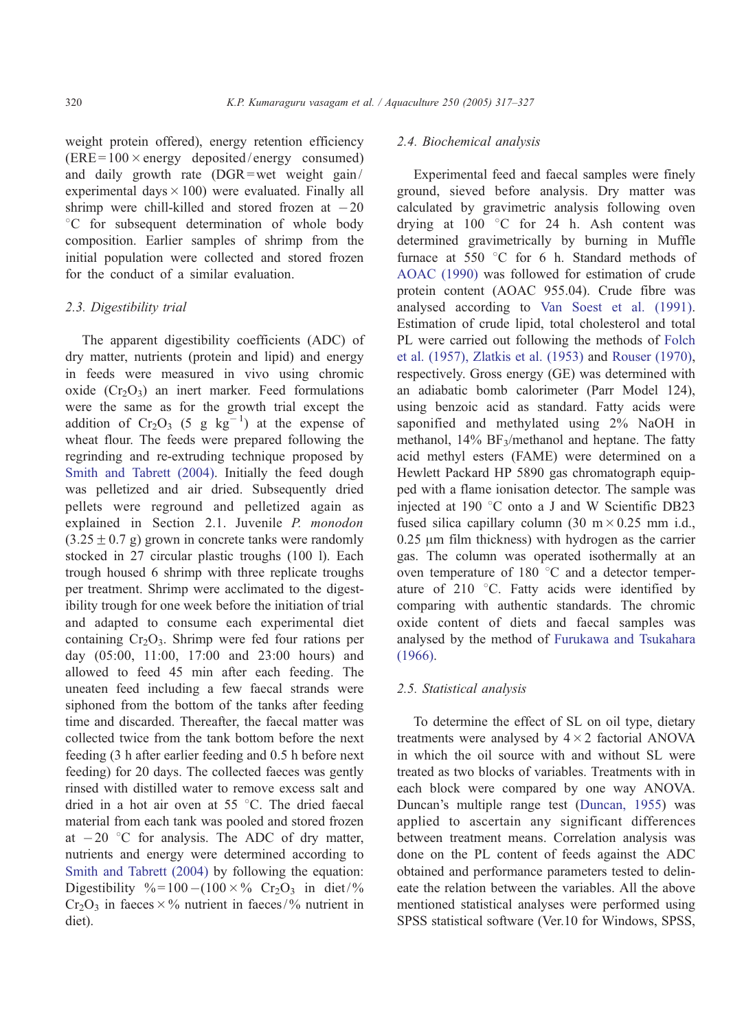weight protein offered), energy retention efficiency (ERE = 100 × energy deposited / energy consumed) and daily growth rate (DGR = wet weight gain / experimental days × 100) were evaluated. Finally all shrimp were chill-killed and stored frozen at −20 °C for subsequent determination of whole body composition. Earlier samples of shrimp from the initial population were collected and stored frozen for the conduct of a similar evaluation.

### 2.3. Digestibility trial

The apparent digestibility coefficients (ADC) of dry matter, nutrients (protein and lipid) and energy in feeds were measured in vivo using chromic oxide ($Cr_2O_3$) an inert marker. Feed formulations were the same as for the growth trial except the addition of $Cr_2O_3$ (5 g $kg^{-1}$) at the expense of wheat flour. The feeds were prepared following the regrinding and re-extruding technique proposed by Smith and Tabrett (2004). Initially the feed dough was pelletized and air dried. Subsequently dried pellets were reground and pelletized again as explained in Section 2.1. Juvenile *P. monodon* (3.25 ± 0.7 g) grown in concrete tanks were randomly stocked in 27 circular plastic troughs (100 l). Each trough housed 6 shrimp with three replicate troughs per treatment. Shrimp were acclimated to the digestibility trough for one week before the initiation of trial and adapted to consume each experimental diet containing $Cr_2O_3$. Shrimp were fed four rations per day (05:00, 11:00, 17:00 and 23:00 hours) and allowed to feed 45 min after each feeding. The uneaten feed including a few faecal strands were siphoned from the bottom of the tanks after feeding time and discarded. Thereafter, the faecal matter was collected twice from the tank bottom before the next feeding (3 h after earlier feeding and 0.5 h before next feeding) for 20 days. The collected faeces was gently rinsed with distilled water to remove excess salt and dried in a hot air oven at 55 °C. The dried faecal material from each tank was pooled and stored frozen at −20 °C for analysis. The ADC of dry matter, nutrients and energy were determined according to Smith and Tabrett (2004) by following the equation: Digestibility % = 100 − (100 × % $Cr_2O_3$ in diet / % $Cr_2O_3$ in faeces × % nutrient in faeces / % nutrient in diet).

### 2.4. Biochemical analysis

Experimental feed and faecal samples were finely ground, sieved before analysis. Dry matter was calculated by gravimetric analysis following oven drying at 100 °C for 24 h. Ash content was determined gravimetrically by burning in Muffle furnace at 550 °C for 6 h. Standard methods of AOAC (1990) was followed for estimation of crude protein content (AOAC 955.04). Crude fibre was analysed according to Van Soest et al. (1991). Estimation of crude lipid, total cholesterol and total PL were carried out following the methods of Folch et al. (1957), Zlatkis et al. (1953) and Rouser (1970), respectively. Gross energy (GE) was determined with an adiabatic bomb calorimeter (Parr Model 124), using benzoic acid as standard. Fatty acids were saponified and methylated using 2% NaOH in methanol, 14% $BF_3$/methanol and heptane. The fatty acid methyl esters (FAME) were determined on a Hewlett Packard HP 5890 gas chromatograph equipped with a flame ionisation detector. The sample was injected at 190 °C onto a J and W Scientific DB23 fused silica capillary column (30 m × 0.25 mm i.d., 0.25 μm film thickness) with hydrogen as the carrier gas. The column was operated isothermally at an oven temperature of 180 °C and a detector temperature of 210 °C. Fatty acids were identified by comparing with authentic standards. The chromic oxide content of diets and faecal samples was analysed by the method of Furukawa and Tsukahara (1966).

### 2.5. Statistical analysis

To determine the effect of SL on oil type, dietary treatments were analysed by 4 × 2 factorial ANOVA in which the oil source with and without SL were treated as two blocks of variables. Treatments with in each block were compared by one way ANOVA. Duncan's multiple range test (Duncan, 1955) was applied to ascertain any significant differences between treatment means. Correlation analysis was done on the PL content of feeds against the ADC obtained and performance parameters tested to delineate the relation between the variables. All the above mentioned statistical analyses were performed using SPSS statistical software (Ver.10 for Windows, SPSS,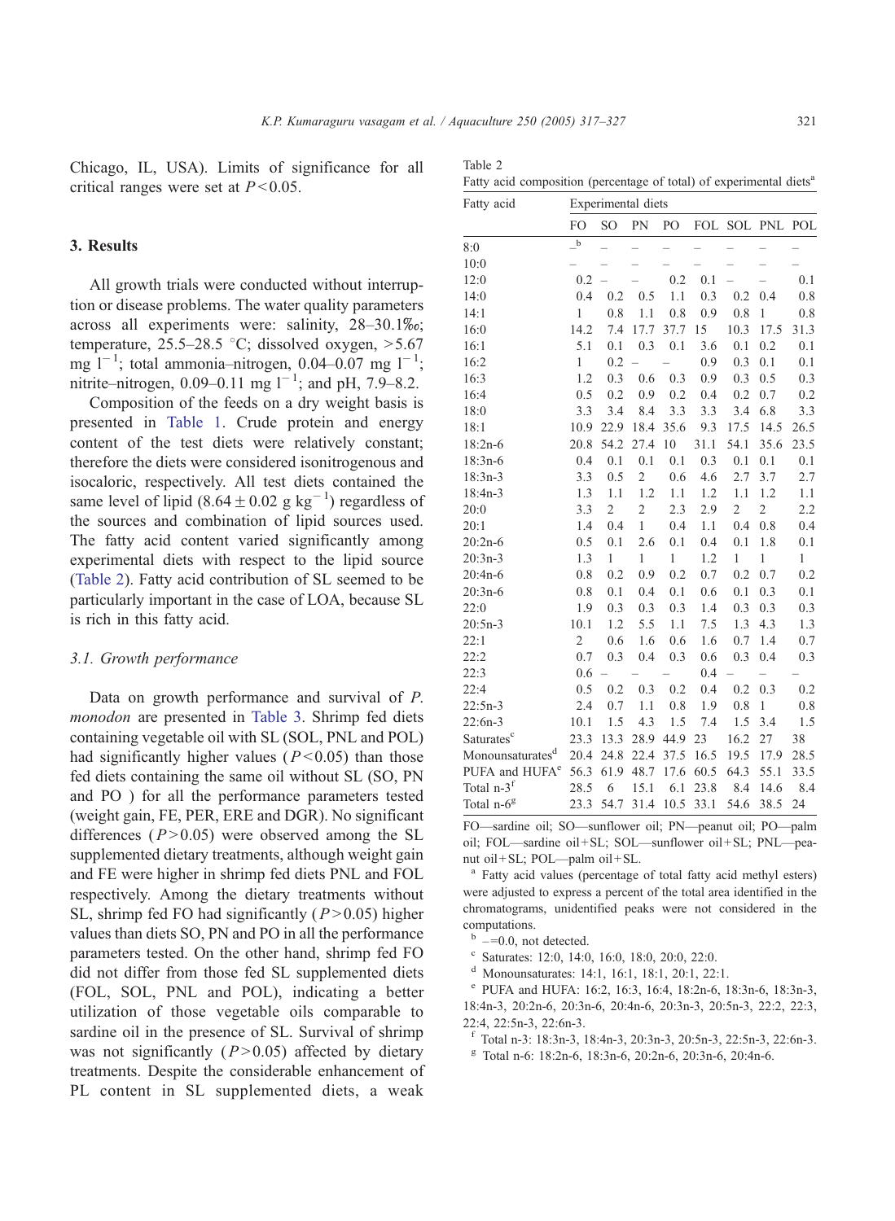Chicago, IL, USA). Limits of significance for all critical ranges were set at $P<0.05$.

## 3. Results

All growth trials were conducted without interruption or disease problems. The water quality parameters across all experiments were: salinity, 28–30.1‰; temperature, 25.5–28.5 °C; dissolved oxygen, >5.67 mg $l^{-1}$; total ammonia–nitrogen, 0.04–0.07 mg $l^{-1}$; nitrite–nitrogen, 0.09–0.11 mg $l^{-1}$; and pH, 7.9–8.2.

Composition of the feeds on a dry weight basis is presented in Table 1. Crude protein and energy content of the test diets were relatively constant; therefore the diets were considered isonitrogenous and isocaloric, respectively. All test diets contained the same level of lipid ($8.64 \pm 0.02$ g $kg^{-1}$) regardless of the sources and combination of lipid sources used. The fatty acid content varied significantly among experimental diets with respect to the lipid source (Table 2). Fatty acid contribution of SL seemed to be particularly important in the case of LOA, because SL is rich in this fatty acid.

### 3.1. Growth performance

Data on growth performance and survival of *P. monodon* are presented in Table 3. Shrimp fed diets containing vegetable oil with SL (SOL, PNL and POL) had significantly higher values ($P<0.05$) than those fed diets containing the same oil without SL (SO, PN and PO ) for all the performance parameters tested (weight gain, FE, PER, ERE and DGR). No significant differences ($P>0.05$) were observed among the SL supplemented dietary treatments, although weight gain and FE were higher in shrimp fed diets PNL and FOL respectively. Among the dietary treatments without SL, shrimp fed FO had significantly ($P>0.05$) higher values than diets SO, PN and PO in all the performance parameters tested. On the other hand, shrimp fed FO did not differ from those fed SL supplemented diets (FOL, SOL, PNL and POL), indicating a better utilization of those vegetable oils comparable to sardine oil in the presence of SL. Survival of shrimp was not significantly ($P>0.05$) affected by dietary treatments. Despite the considerable enhancement of PL content in SL supplemented diets, a weak

Table 2
Fatty acid composition (percentage of total) of experimental diets[a]

| Fatty acid | Experimental diets | | | | | | | |
|---|---|---|---|---|---|---|---|---|
| | FO | SO | PN | PO | FOL | SOL | PNL | POL |
| 8:0 | –[b] | – | – | – | – | – | – | – |
| 10:0 | – | – | – | – | – | – | – | – |
| 12:0 | 0.2 | – | – | 0.2 | 0.1 | – | – | 0.1 |
| 14:0 | 0.4 | 0.2 | 0.5 | 1.1 | 0.3 | 0.2 | 0.4 | 0.8 |
| 14:1 | 1 | 0.8 | 1.1 | 0.8 | 0.9 | 0.8 | 1 | 0.8 |
| 16:0 | 14.2 | 7.4 | 17.7 | 37.7 | 15 | 10.3 | 17.5 | 31.3 |
| 16:1 | 5.1 | 0.1 | 0.3 | 0.1 | 3.6 | 0.1 | 0.2 | 0.1 |
| 16:2 | 1 | 0.2 | – | – | 0.9 | 0.3 | 0.1 | 0.1 |
| 16:3 | 1.2 | 0.3 | 0.6 | 0.3 | 0.9 | 0.3 | 0.5 | 0.3 |
| 16:4 | 0.5 | 0.2 | 0.9 | 0.2 | 0.4 | 0.2 | 0.7 | 0.2 |
| 18:0 | 3.3 | 3.4 | 8.4 | 3.3 | 3.3 | 3.4 | 6.8 | 3.3 |
| 18:1 | 10.9 | 22.9 | 18.4 | 35.6 | 9.3 | 17.5 | 14.5 | 26.5 |
| 18:2n-6 | 20.8 | 54.2 | 27.4 | 10 | 31.1 | 54.1 | 35.6 | 23.5 |
| 18:3n-6 | 0.4 | 0.1 | 0.1 | 0.1 | 0.3 | 0.1 | 0.1 | 0.1 |
| 18:3n-3 | 3.3 | 0.5 | 2 | 0.6 | 4.6 | 2.7 | 3.7 | 2.7 |
| 18:4n-3 | 1.3 | 1.1 | 1.2 | 1.1 | 1.2 | 1.1 | 1.2 | 1.1 |
| 20:0 | 3.3 | 2 | 2 | 2.3 | 2.9 | 2 | 2 | 2.2 |
| 20:1 | 1.4 | 0.4 | 1 | 0.4 | 1.1 | 0.4 | 0.8 | 0.4 |
| 20:2n-6 | 0.5 | 0.1 | 2.6 | 0.1 | 0.4 | 0.1 | 1.8 | 0.1 |
| 20:3n-3 | 1.3 | 1 | 1 | 1 | 1.2 | 1 | 1 | 1 |
| 20:4n-6 | 0.8 | 0.2 | 0.9 | 0.2 | 0.7 | 0.2 | 0.7 | 0.2 |
| 20:3n-6 | 0.8 | 0.1 | 0.4 | 0.1 | 0.6 | 0.1 | 0.3 | 0.1 |
| 22:0 | 1.9 | 0.3 | 0.3 | 0.3 | 1.4 | 0.3 | 0.3 | 0.3 |
| 20:5n-3 | 10.1 | 1.2 | 5.5 | 1.1 | 7.5 | 1.3 | 4.3 | 1.3 |
| 22:1 | 2 | 0.6 | 1.6 | 0.6 | 1.6 | 0.7 | 1.4 | 0.7 |
| 22:2 | 0.7 | 0.3 | 0.4 | 0.3 | 0.6 | 0.3 | 0.4 | 0.3 |
| 22:3 | 0.6 | – | – | – | 0.4 | – | – | – |
| 22:4 | 0.5 | 0.2 | 0.3 | 0.2 | 0.4 | 0.2 | 0.3 | 0.2 |
| 22:5n-3 | 2.4 | 0.7 | 1.1 | 0.8 | 1.9 | 0.8 | 1 | 0.8 |
| 22:6n-3 | 10.1 | 1.5 | 4.3 | 1.5 | 7.4 | 1.5 | 3.4 | 1.5 |
| Saturates[c] | 23.3 | 13.3 | 28.9 | 44.9 | 23 | 16.2 | 27 | 38 |
| Monounsaturates[d] | 20.4 | 24.8 | 22.4 | 37.5 | 16.5 | 19.5 | 17.9 | 28.5 |
| PUFA and HUFA[e] | 56.3 | 61.9 | 48.7 | 17.6 | 60.5 | 64.3 | 55.1 | 33.5 |
| Total n-3[f] | 28.5 | 6 | 15.1 | 6.1 | 23.8 | 8.4 | 14.6 | 8.4 |
| Total n-6[g] | 23.3 | 54.7 | 31.4 | 10.5 | 33.1 | 54.6 | 38.5 | 24 |

FO—sardine oil; SO—sunflower oil; PN—peanut oil; PO—palm oil; FOL—sardine oil + SL; SOL—sunflower oil + SL; PNL—peanut oil + SL; POL—palm oil + SL.

[a] Fatty acid values (percentage of total fatty acid methyl esters) were adjusted to express a percent of the total area identified in the chromatograms, unidentified peaks were not considered in the computations.

[b] – = 0.0, not detected.

[c] Saturates: 12:0, 14:0, 16:0, 18:0, 20:0, 22:0.

[d] Monounsaturates: 14:1, 16:1, 18:1, 20:1, 22:1.

[e] PUFA and HUFA: 16:2, 16:3, 16:4, 18:2n-6, 18:3n-6, 18:3n-3, 18:4n-3, 20:2n-6, 20:3n-6, 20:4n-6, 20:3n-3, 20:5n-3, 22:2, 22:3, 22:4, 22:5n-3, 22:6n-3.

[f] Total n-3: 18:3n-3, 18:4n-3, 20:3n-3, 20:5n-3, 22:5n-3, 22:6n-3.

[g] Total n-6: 18:2n-6, 18:3n-6, 20:2n-6, 20:3n-6, 20:4n-6.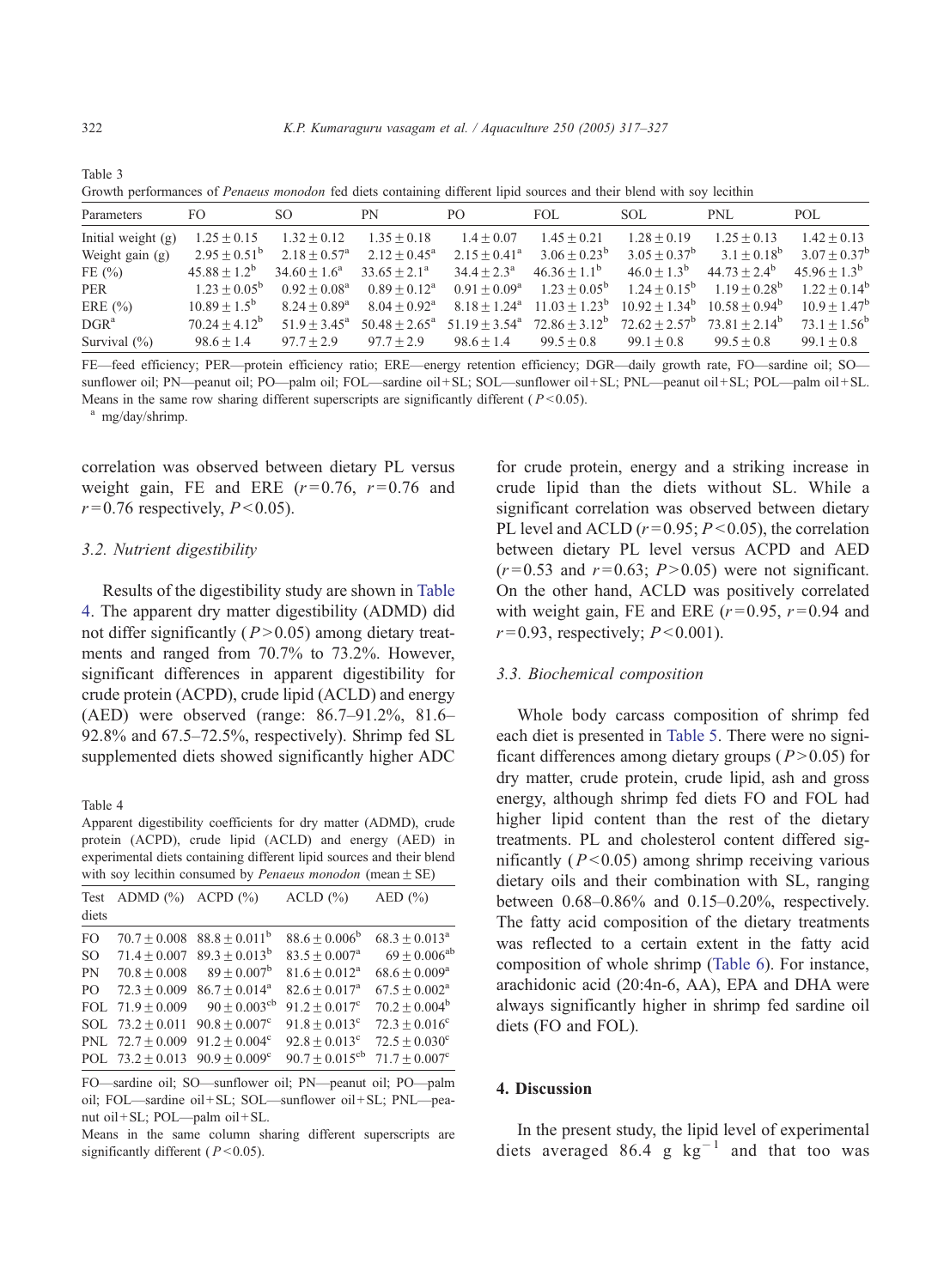Table 3
Growth performances of *Penaeus monodon* fed diets containing different lipid sources and their blend with soy lecithin

| Parameters | FO | SO | PN | PO | FOL | SOL | PNL | POL |
|---|---|---|---|---|---|---|---|---|
| Initial weight (g) | 1.25 ± 0.15 | 1.32 ± 0.12 | 1.35 ± 0.18 | 1.4 ± 0.07 | 1.45 ± 0.21 | 1.28 ± 0.19 | 1.25 ± 0.13 | 1.42 ± 0.13 |
| Weight gain (g) | 2.95 ± 0.51[b] | 2.18 ± 0.57[a] | 2.12 ± 0.45[a] | 2.15 ± 0.41[a] | 3.06 ± 0.23[b] | 3.05 ± 0.37[b] | 3.1 ± 0.18[b] | 3.07 ± 0.37[b] |
| FE (%) | 45.88 ± 1.2[b] | 34.60 ± 1.6[a] | 33.65 ± 2.1[a] | 34.4 ± 2.3[a] | 46.36 ± 1.1[b] | 46.0 ± 1.3[b] | 44.73 ± 2.4[b] | 45.96 ± 1.3[b] |
| PER | 1.23 ± 0.05[b] | 0.92 ± 0.08[a] | 0.89 ± 0.12[a] | 0.91 ± 0.09[a] | 1.23 ± 0.05[b] | 1.24 ± 0.15[b] | 1.19 ± 0.28[b] | 1.22 ± 0.14[b] |
| ERE (%) | 10.89 ± 1.5[b] | 8.24 ± 0.89[a] | 8.04 ± 0.92[a] | 8.18 ± 1.24[a] | 11.03 ± 1.23[b] | 10.92 ± 1.34[b] | 10.58 ± 0.94[b] | 10.9 ± 1.47[b] |
| DGR[a] | 70.24 ± 4.12[b] | 51.9 ± 3.45[a] | 50.48 ± 2.65[a] | 51.19 ± 3.54[a] | 72.86 ± 3.12[b] | 72.62 ± 2.57[b] | 73.81 ± 2.14[b] | 73.1 ± 1.56[b] |
| Survival (%) | 98.6 ± 1.4 | 97.7 ± 2.9 | 97.7 ± 2.9 | 98.6 ± 1.4 | 99.5 ± 0.8 | 99.1 ± 0.8 | 99.5 ± 0.8 | 99.1 ± 0.8 |

FE—feed efficiency; PER—protein efficiency ratio; ERE—energy retention efficiency; DGR—daily growth rate, FO—sardine oil; SO—sunflower oil; PN—peanut oil; PO—palm oil; FOL—sardine oil + SL; SOL—sunflower oil + SL; PNL—peanut oil + SL; POL—palm oil + SL.
Means in the same row sharing different superscripts are significantly different ($P < 0.05$).
[a] mg/day/shrimp.

correlation was observed between dietary PL versus weight gain, FE and ERE ($r = 0.76$, $r = 0.76$ and $r = 0.76$ respectively, $P < 0.05$).

### 3.2. Nutrient digestibility

Results of the digestibility study are shown in Table 4. The apparent dry matter digestibility (ADMD) did not differ significantly ($P > 0.05$) among dietary treatments and ranged from 70.7% to 73.2%. However, significant differences in apparent digestibility for crude protein (ACPD), crude lipid (ACLD) and energy (AED) were observed (range: 86.7–91.2%, 81.6–92.8% and 67.5–72.5%, respectively). Shrimp fed SL supplemented diets showed significantly higher ADC for crude protein, energy and a striking increase in crude lipid than the diets without SL. While a significant correlation was observed between dietary PL level and ACLD ($r = 0.95$; $P < 0.05$), the correlation between dietary PL level versus ACPD and AED ($r = 0.53$ and $r = 0.63$; $P > 0.05$) were not significant. On the other hand, ACLD was positively correlated with weight gain, FE and ERE ($r = 0.95$, $r = 0.94$ and $r = 0.93$, respectively; $P < 0.001$).

Table 4
Apparent digestibility coefficients for dry matter (ADMD), crude protein (ACPD), crude lipid (ACLD) and energy (AED) in experimental diets containing different lipid sources and their blend with soy lecithin consumed by *Penaeus monodon* (mean ± SE)

| Test diets | ADMD (%) | ACPD (%) | ACLD (%) | AED (%) |
|---|---|---|---|---|
| FO | 70.7 ± 0.008 | 88.8 ± 0.011[b] | 88.6 ± 0.006[b] | 68.3 ± 0.013[a] |
| SO | 71.4 ± 0.007 | 89.3 ± 0.013[b] | 83.5 ± 0.007[a] | 69 ± 0.006[ab] |
| PN | 70.8 ± 0.008 | 89 ± 0.007[b] | 81.6 ± 0.012[a] | 68.6 ± 0.009[a] |
| PO | 72.3 ± 0.009 | 86.7 ± 0.014[a] | 82.6 ± 0.017[a] | 67.5 ± 0.002[a] |
| FOL | 71.9 ± 0.009 | 90 ± 0.003[cb] | 91.2 ± 0.017[c] | 70.2 ± 0.004[b] |
| SOL | 73.2 ± 0.011 | 90.8 ± 0.007[c] | 91.8 ± 0.013[c] | 72.3 ± 0.016[c] |
| PNL | 72.7 ± 0.009 | 91.2 ± 0.004[c] | 92.8 ± 0.013[c] | 72.5 ± 0.030[c] |
| POL | 73.2 ± 0.013 | 90.9 ± 0.009[c] | 90.7 ± 0.015[cb] | 71.7 ± 0.007[c] |

FO—sardine oil; SO—sunflower oil; PN—peanut oil; PO—palm oil; FOL—sardine oil + SL; SOL—sunflower oil + SL; PNL—peanut oil + SL; POL—palm oil + SL.
Means in the same column sharing different superscripts are significantly different ($P < 0.05$).

### 3.3. Biochemical composition

Whole body carcass composition of shrimp fed each diet is presented in Table 5. There were no significant differences among dietary groups ($P > 0.05$) for dry matter, crude protein, crude lipid, ash and gross energy, although shrimp fed diets FO and FOL had higher lipid content than the rest of the dietary treatments. PL and cholesterol content differed significantly ($P < 0.05$) among shrimp receiving various dietary oils and their combination with SL, ranging between 0.68–0.86% and 0.15–0.20%, respectively. The fatty acid composition of the dietary treatments was reflected to a certain extent in the fatty acid composition of whole shrimp (Table 6). For instance, arachidonic acid (20:4n-6, AA), EPA and DHA were always significantly higher in shrimp fed sardine oil diets (FO and FOL).

## 4. Discussion

In the present study, the lipid level of experimental diets averaged 86.4 g kg$^{-1}$ and that too was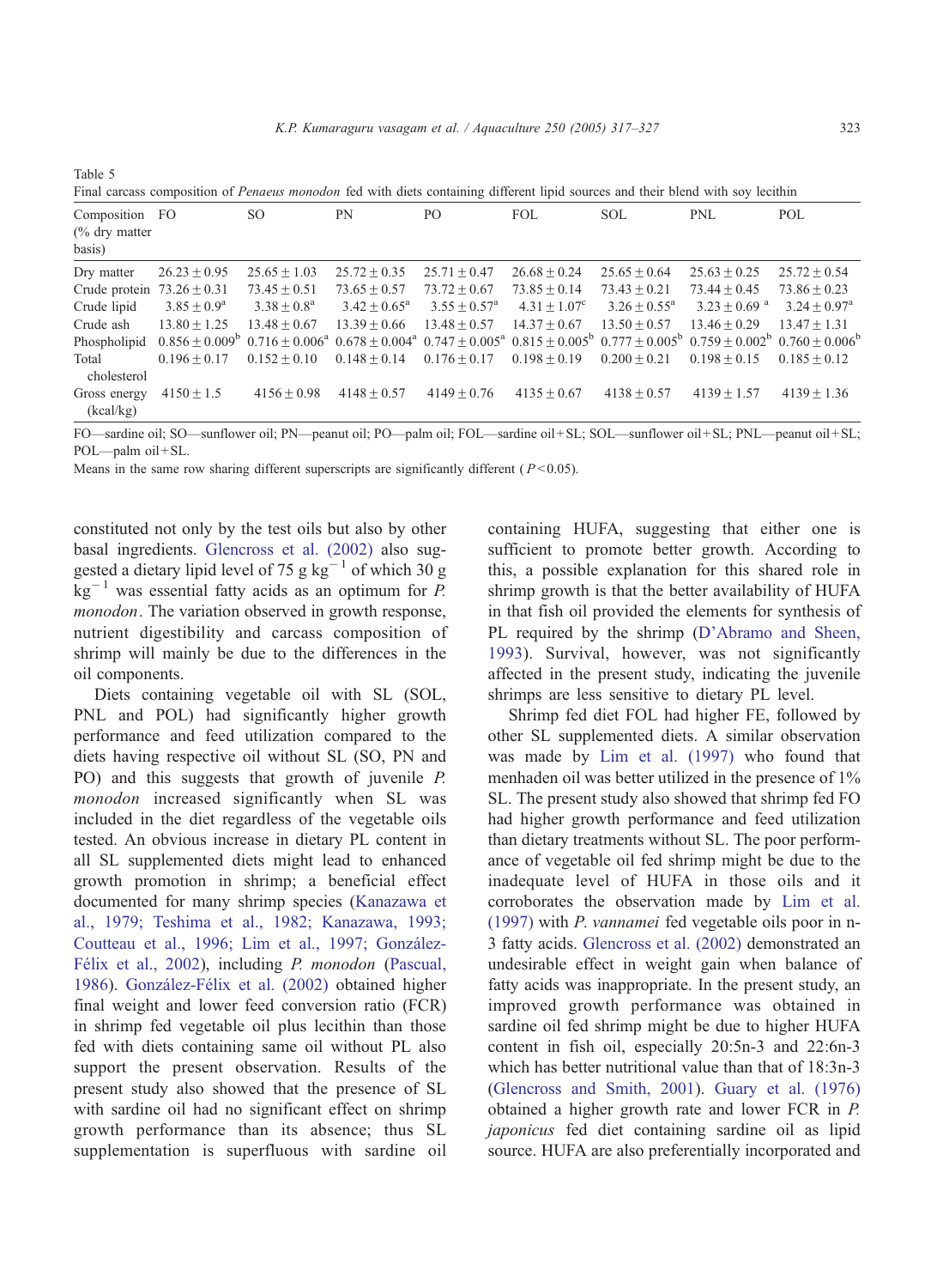Table 5

Final carcass composition of *Penaeus monodon* fed with diets containing different lipid sources and their blend with soy lecithin

| Composition (% dry matter basis) | FO | SO | PN | PO | FOL | SOL | PNL | POL |
|---|---|---|---|---|---|---|---|---|
| Dry matter | 26.23 ± 0.95 | 25.65 ± 1.03 | 25.72 ± 0.35 | 25.71 ± 0.47 | 26.68 ± 0.24 | 25.65 ± 0.64 | 25.63 ± 0.25 | 25.72 ± 0.54 |
| Crude protein | 73.26 ± 0.31 | 73.45 ± 0.51 | 73.65 ± 0.57 | 73.72 ± 0.67 | 73.85 ± 0.14 | 73.43 ± 0.21 | 73.44 ± 0.45 | 73.86 ± 0.23 |
| Crude lipid | 3.85 ± 0.9[a] | 3.38 ± 0.8[a] | 3.42 ± 0.65[a] | 3.55 ± 0.57[a] | 4.31 ± 1.07[c] | 3.26 ± 0.55[a] | 3.23 ± 0.69[a] | 3.24 ± 0.97[a] |
| Crude ash | 13.80 ± 1.25 | 13.48 ± 0.67 | 13.39 ± 0.66 | 13.48 ± 0.57 | 14.37 ± 0.67 | 13.50 ± 0.57 | 13.46 ± 0.29 | 13.47 ± 1.31 |
| Phospholipid | 0.856 ± 0.009[b] | 0.716 ± 0.006[a] | 0.678 ± 0.004[a] | 0.747 ± 0.005[a] | 0.815 ± 0.005[b] | 0.777 ± 0.005[b] | 0.759 ± 0.002[b] | 0.760 ± 0.006[b] |
| Total cholesterol | 0.196 ± 0.17 | 0.152 ± 0.10 | 0.148 ± 0.14 | 0.176 ± 0.17 | 0.198 ± 0.19 | 0.200 ± 0.21 | 0.198 ± 0.15 | 0.185 ± 0.12 |
| Gross energy (kcal/kg) | 4150 ± 1.5 | 4156 ± 0.98 | 4148 ± 0.57 | 4149 ± 0.76 | 4135 ± 0.67 | 4138 ± 0.57 | 4139 ± 1.57 | 4139 ± 1.36 |

FO—sardine oil; SO—sunflower oil; PN—peanut oil; PO—palm oil; FOL—sardine oil + SL; SOL—sunflower oil + SL; PNL—peanut oil + SL; POL—palm oil + SL.

Means in the same row sharing different superscripts are significantly different ($P < 0.05$).

constituted not only by the test oils but also by other basal ingredients. Glencross et al. (2002) also suggested a dietary lipid level of 75 g $kg^{-1}$ of which 30 g $kg^{-1}$ was essential fatty acids as an optimum for *P. monodon*. The variation observed in growth response, nutrient digestibility and carcass composition of shrimp will mainly be due to the differences in the oil components.

Diets containing vegetable oil with SL (SOL, PNL and POL) had significantly higher growth performance and feed utilization compared to the diets having respective oil without SL (SO, PN and PO) and this suggests that growth of juvenile *P. monodon* increased significantly when SL was included in the diet regardless of the vegetable oils tested. An obvious increase in dietary PL content in all SL supplemented diets might lead to enhanced growth promotion in shrimp; a beneficial effect documented for many shrimp species (Kanazawa et al., 1979; Teshima et al., 1982; Kanazawa, 1993; Coutteau et al., 1996; Lim et al., 1997; González-Félix et al., 2002), including *P. monodon* (Pascual, 1986). González-Félix et al. (2002) obtained higher final weight and lower feed conversion ratio (FCR) in shrimp fed vegetable oil plus lecithin than those fed with diets containing same oil without PL also support the present observation. Results of the present study also showed that the presence of SL with sardine oil had no significant effect on shrimp growth performance than its absence; thus SL supplementation is superfluous with sardine oil containing HUFA, suggesting that either one is sufficient to promote better growth. According to this, a possible explanation for this shared role in shrimp growth is that the better availability of HUFA in that fish oil provided the elements for synthesis of PL required by the shrimp (D'Abramo and Sheen, 1993). Survival, however, was not significantly affected in the present study, indicating the juvenile shrimps are less sensitive to dietary PL level.

Shrimp fed diet FOL had higher FE, followed by other SL supplemented diets. A similar observation was made by Lim et al. (1997) who found that menhaden oil was better utilized in the presence of 1% SL. The present study also showed that shrimp fed FO had higher growth performance and feed utilization than dietary treatments without SL. The poor performance of vegetable oil fed shrimp might be due to the inadequate level of HUFA in those oils and it corroborates the observation made by Lim et al. (1997) with *P. vannamei* fed vegetable oils poor in n-3 fatty acids. Glencross et al. (2002) demonstrated an undesirable effect in weight gain when balance of fatty acids was inappropriate. In the present study, an improved growth performance was obtained in sardine oil fed shrimp might be due to higher HUFA content in fish oil, especially 20:5n-3 and 22:6n-3 which has better nutritional value than that of 18:3n-3 (Glencross and Smith, 2001). Guary et al. (1976) obtained a higher growth rate and lower FCR in *P. japonicus* fed diet containing sardine oil as lipid source. HUFA are also preferentially incorporated and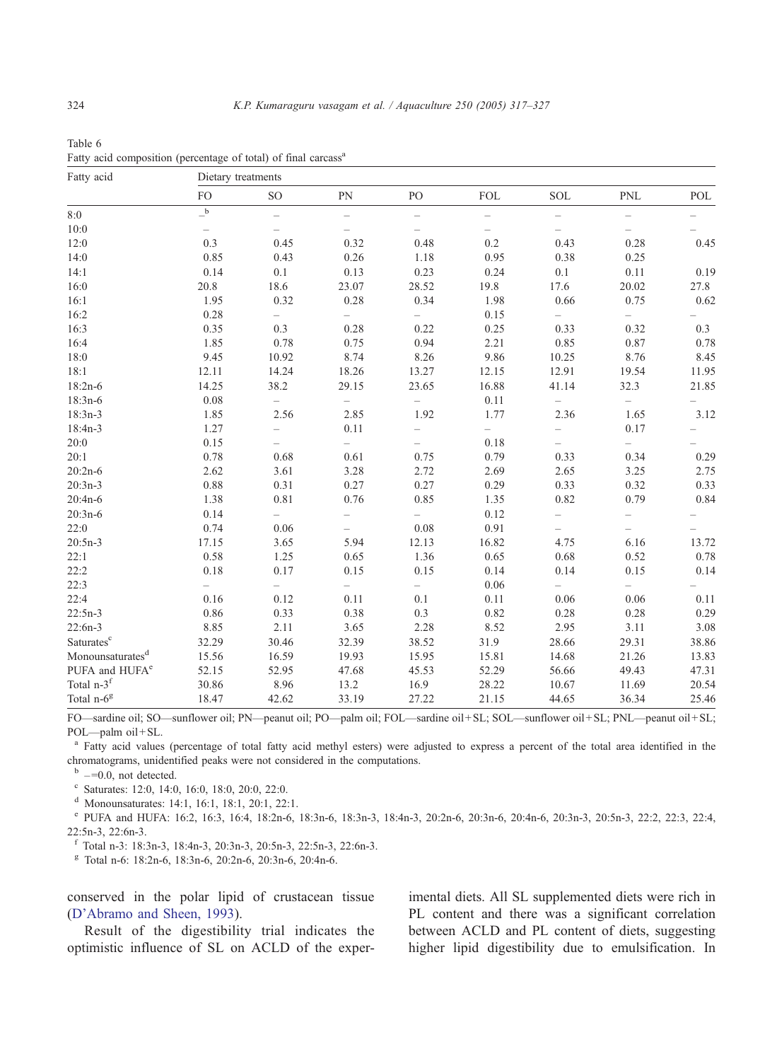Table 6
Fatty acid composition (percentage of total) of final carcass[a]

| Fatty acid | Dietary treatments | | | | | | | |
|---|---|---|---|---|---|---|---|---|
| | FO | SO | PN | PO | FOL | SOL | PNL | POL |
| 8:0 | –[b] | – | – | – | – | – | – | – |
| 10:0 | – | – | – | – | – | – | – | – |
| 12:0 | 0.3 | 0.45 | 0.32 | 0.48 | 0.2 | 0.43 | 0.28 | 0.45 |
| 14:0 | 0.85 | 0.43 | 0.26 | 1.18 | 0.95 | 0.38 | 0.25 | |
| 14:1 | 0.14 | 0.1 | 0.13 | 0.23 | 0.24 | 0.1 | 0.11 | 0.19 |
| 16:0 | 20.8 | 18.6 | 23.07 | 28.52 | 19.8 | 17.6 | 20.02 | 27.8 |
| 16:1 | 1.95 | 0.32 | 0.28 | 0.34 | 1.98 | 0.66 | 0.75 | 0.62 |
| 16:2 | 0.28 | – | – | – | 0.15 | – | – | – |
| 16:3 | 0.35 | 0.3 | 0.28 | 0.22 | 0.25 | 0.33 | 0.32 | 0.3 |
| 16:4 | 1.85 | 0.78 | 0.75 | 0.94 | 2.21 | 0.85 | 0.87 | 0.78 |
| 18:0 | 9.45 | 10.92 | 8.74 | 8.26 | 9.86 | 10.25 | 8.76 | 8.45 |
| 18:1 | 12.11 | 14.24 | 18.26 | 13.27 | 12.15 | 12.91 | 19.54 | 11.95 |
| 18:2n-6 | 14.25 | 38.2 | 29.15 | 23.65 | 16.88 | 41.14 | 32.3 | 21.85 |
| 18:3n-6 | 0.08 | – | – | – | 0.11 | – | – | – |
| 18:3n-3 | 1.85 | 2.56 | 2.85 | 1.92 | 1.77 | 2.36 | 1.65 | 3.12 |
| 18:4n-3 | 1.27 | – | 0.11 | – | – | – | 0.17 | – |
| 20:0 | 0.15 | – | – | – | 0.18 | – | – | – |
| 20:1 | 0.78 | 0.68 | 0.61 | 0.75 | 0.79 | 0.33 | 0.34 | 0.29 |
| 20:2n-6 | 2.62 | 3.61 | 3.28 | 2.72 | 2.69 | 2.65 | 3.25 | 2.75 |
| 20:3n-3 | 0.88 | 0.31 | 0.27 | 0.27 | 0.29 | 0.33 | 0.32 | 0.33 |
| 20:4n-6 | 1.38 | 0.81 | 0.76 | 0.85 | 1.35 | 0.82 | 0.79 | 0.84 |
| 20:3n-6 | 0.14 | – | – | – | 0.12 | – | – | – |
| 22:0 | 0.74 | 0.06 | – | 0.08 | 0.91 | – | – | – |
| 20:5n-3 | 17.15 | 3.65 | 5.94 | 12.13 | 16.82 | 4.75 | 6.16 | 13.72 |
| 22:1 | 0.58 | 1.25 | 0.65 | 1.36 | 0.65 | 0.68 | 0.52 | 0.78 |
| 22:2 | 0.18 | 0.17 | 0.15 | 0.15 | 0.14 | 0.14 | 0.15 | 0.14 |
| 22:3 | – | – | – | – | 0.06 | – | – | – |
| 22:4 | 0.16 | 0.12 | 0.11 | 0.1 | 0.11 | 0.06 | 0.06 | 0.11 |
| 22:5n-3 | 0.86 | 0.33 | 0.38 | 0.3 | 0.82 | 0.28 | 0.28 | 0.29 |
| 22:6n-3 | 8.85 | 2.11 | 3.65 | 2.28 | 8.52 | 2.95 | 3.11 | 3.08 |
| Saturates[c] | 32.29 | 30.46 | 32.39 | 38.52 | 31.9 | 28.66 | 29.31 | 38.86 |
| Monounsaturates[d] | 15.56 | 16.59 | 19.93 | 15.95 | 15.81 | 14.68 | 21.26 | 13.83 |
| PUFA and HUFA[e] | 52.15 | 52.95 | 47.68 | 45.53 | 52.29 | 56.66 | 49.43 | 47.31 |
| Total n-3[f] | 30.86 | 8.96 | 13.2 | 16.9 | 28.22 | 10.67 | 11.69 | 20.54 |
| Total n-6[g] | 18.47 | 42.62 | 33.19 | 27.22 | 21.15 | 44.65 | 36.34 | 25.46 |

FO—sardine oil; SO—sunflower oil; PN—peanut oil; PO—palm oil; FOL—sardine oil + SL; SOL—sunflower oil + SL; PNL—peanut oil + SL; POL—palm oil + SL.

[a] Fatty acid values (percentage of total fatty acid methyl esters) were adjusted to express a percent of the total area identified in the chromatograms, unidentified peaks were not considered in the computations.

[b] – = 0.0, not detected.

[c] Saturates: 12:0, 14:0, 16:0, 18:0, 20:0, 22:0.

[d] Monounsaturates: 14:1, 16:1, 18:1, 20:1, 22:1.

[e] PUFA and HUFA: 16:2, 16:3, 16:4, 18:2n-6, 18:3n-6, 18:3n-3, 18:4n-3, 20:2n-6, 20:3n-6, 20:4n-6, 20:3n-3, 20:5n-3, 22:2, 22:3, 22:4, 22:5n-3, 22:6n-3.

[f] Total n-3: 18:3n-3, 18:4n-3, 20:3n-3, 20:5n-3, 22:5n-3, 22:6n-3.

[g] Total n-6: 18:2n-6, 18:3n-6, 20:2n-6, 20:3n-6, 20:4n-6.

conserved in the polar lipid of crustacean tissue (D'Abramo and Sheen, 1993).

Result of the digestibility trial indicates the optimistic influence of SL on ACLD of the experimental diets. All SL supplemented diets were rich in PL content and there was a significant correlation between ACLD and PL content of diets, suggesting higher lipid digestibility due to emulsification. In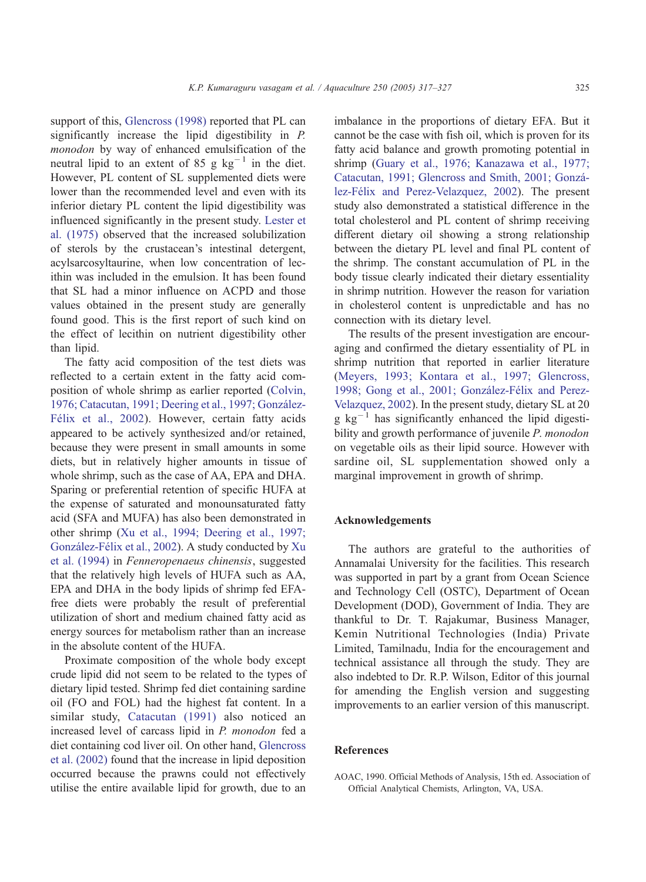support of this, Glencross (1998) reported that PL can significantly increase the lipid digestibility in *P. monodon* by way of enhanced emulsification of the neutral lipid to an extent of 85 g $kg^{-1}$ in the diet. However, PL content of SL supplemented diets were lower than the recommended level and even with its inferior dietary PL content the lipid digestibility was influenced significantly in the present study. Lester et al. (1975) observed that the increased solubilization of sterols by the crustacean's intestinal detergent, acylsarcosyltaurine, when low concentration of lecithin was included in the emulsion. It has been found that SL had a minor influence on ACPD and those values obtained in the present study are generally found good. This is the first report of such kind on the effect of lecithin on nutrient digestibility other than lipid.

The fatty acid composition of the test diets was reflected to a certain extent in the fatty acid composition of whole shrimp as earlier reported (Colvin, 1976; Catacutan, 1991; Deering et al., 1997; González-Félix et al., 2002). However, certain fatty acids appeared to be actively synthesized and/or retained, because they were present in small amounts in some diets, but in relatively higher amounts in tissue of whole shrimp, such as the case of AA, EPA and DHA. Sparing or preferential retention of specific HUFA at the expense of saturated and monounsaturated fatty acid (SFA and MUFA) has also been demonstrated in other shrimp (Xu et al., 1994; Deering et al., 1997; González-Félix et al., 2002). A study conducted by Xu et al. (1994) in *Fenneropenaeus chinensis*, suggested that the relatively high levels of HUFA such as AA, EPA and DHA in the body lipids of shrimp fed EFA-free diets were probably the result of preferential utilization of short and medium chained fatty acid as energy sources for metabolism rather than an increase in the absolute content of the HUFA.

Proximate composition of the whole body except crude lipid did not seem to be related to the types of dietary lipid tested. Shrimp fed diet containing sardine oil (FO and FOL) had the highest fat content. In a similar study, Catacutan (1991) also noticed an increased level of carcass lipid in *P. monodon* fed a diet containing cod liver oil. On other hand, Glencross et al. (2002) found that the increase in lipid deposition occurred because the prawns could not effectively utilise the entire available lipid for growth, due to an imbalance in the proportions of dietary EFA. But it cannot be the case with fish oil, which is proven for its fatty acid balance and growth promoting potential in shrimp (Guary et al., 1976; Kanazawa et al., 1977; Catacutan, 1991; Glencross and Smith, 2001; González-Félix and Perez-Velazquez, 2002). The present study also demonstrated a statistical difference in the total cholesterol and PL content of shrimp receiving different dietary oil showing a strong relationship between the dietary PL level and final PL content of the shrimp. The constant accumulation of PL in the body tissue clearly indicated their dietary essentiality in shrimp nutrition. However the reason for variation in cholesterol content is unpredictable and has no connection with its dietary level.

The results of the present investigation are encouraging and confirmed the dietary essentiality of PL in shrimp nutrition that reported in earlier literature (Meyers, 1993; Kontara et al., 1997; Glencross, 1998; Gong et al., 2001; González-Félix and Perez-Velazquez, 2002). In the present study, dietary SL at 20 g $kg^{-1}$ has significantly enhanced the lipid digestibility and growth performance of juvenile *P. monodon* on vegetable oils as their lipid source. However with sardine oil, SL supplementation showed only a marginal improvement in growth of shrimp.

## Acknowledgements

The authors are grateful to the authorities of Annamalai University for the facilities. This research was supported in part by a grant from Ocean Science and Technology Cell (OSTC), Department of Ocean Development (DOD), Government of India. They are thankful to Dr. T. Rajakumar, Business Manager, Kemin Nutritional Technologies (India) Private Limited, Tamilnadu, India for the encouragement and technical assistance all through the study. They are also indebted to Dr. R.P. Wilson, Editor of this journal for amending the English version and suggesting improvements to an earlier version of this manuscript.

## References

AOAC, 1990. Official Methods of Analysis, 15th ed. Association of Official Analytical Chemists, Arlington, VA, USA.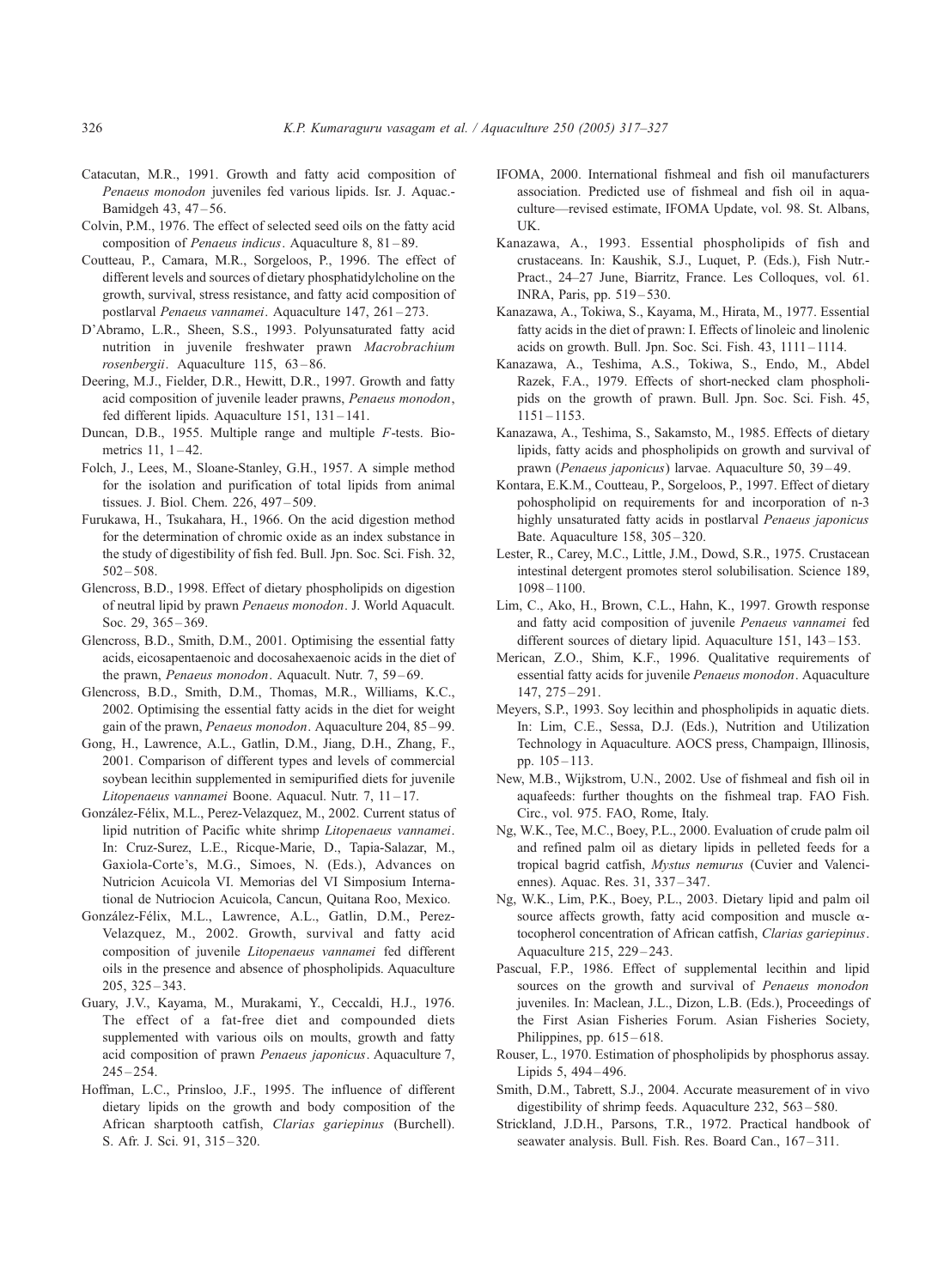Catacutan, M.R., 1991. Growth and fatty acid composition of *Penaeus monodon* juveniles fed various lipids. Isr. J. Aquac.-Bamidgeh 43, 47–56.

Colvin, P.M., 1976. The effect of selected seed oils on the fatty acid composition of *Penaeus indicus*. Aquaculture 8, 81–89.

Coutteau, P., Camara, M.R., Sorgeloos, P., 1996. The effect of different levels and sources of dietary phosphatidylcholine on the growth, survival, stress resistance, and fatty acid composition of postlarval *Penaeus vannamei*. Aquaculture 147, 261–273.

D'Abramo, L.R., Sheen, S.S., 1993. Polyunsaturated fatty acid nutrition in juvenile freshwater prawn *Macrobrachium rosenbergii*. Aquaculture 115, 63–86.

Deering, M.J., Fielder, D.R., Hewitt, D.R., 1997. Growth and fatty acid composition of juvenile leader prawns, *Penaeus monodon*, fed different lipids. Aquaculture 151, 131–141.

Duncan, D.B., 1955. Multiple range and multiple *F*-tests. Biometrics 11, 1–42.

Folch, J., Lees, M., Sloane-Stanley, G.H., 1957. A simple method for the isolation and purification of total lipids from animal tissues. J. Biol. Chem. 226, 497–509.

Furukawa, H., Tsukahara, H., 1966. On the acid digestion method for the determination of chromic oxide as an index substance in the study of digestibility of fish fed. Bull. Jpn. Soc. Sci. Fish. 32, 502–508.

Glencross, B.D., 1998. Effect of dietary phospholipids on digestion of neutral lipid by prawn *Penaeus monodon*. J. World Aquacult. Soc. 29, 365–369.

Glencross, B.D., Smith, D.M., 2001. Optimising the essential fatty acids, eicosapentaenoic and docosahexaenoic acids in the diet of the prawn, *Penaeus monodon*. Aquacult. Nutr. 7, 59–69.

Glencross, B.D., Smith, D.M., Thomas, M.R., Williams, K.C., 2002. Optimising the essential fatty acids in the diet for weight gain of the prawn, *Penaeus monodon*. Aquaculture 204, 85–99.

Gong, H., Lawrence, A.L., Gatlin, D.M., Jiang, D.H., Zhang, F., 2001. Comparison of different types and levels of commercial soybean lecithin supplemented in semipurified diets for juvenile *Litopenaeus vannamei* Boone. Aquacul. Nutr. 7, 11–17.

González-Félix, M.L., Perez-Velazquez, M., 2002. Current status of lipid nutrition of Pacific white shrimp *Litopenaeus vannamei*. In: Cruz-Surez, L.E., Ricque-Marie, D., Tapia-Salazar, M., Gaxiola-Corte's, M.G., Simoes, N. (Eds.), Advances on Nutricion Acuicola VI. Memorias del VI Simposium Internatïonal de Nutriocion Acuicola, Cancun, Quitana Roo, Mexico.

González-Félix, M.L., Lawrence, A.L., Gatlin, D.M., Perez-Velazquez, M., 2002. Growth, survival and fatty acid composition of juvenile *Litopenaeus vannamei* fed different oils in the presence and absence of phospholipids. Aquaculture 205, 325–343.

Guary, J.V., Kayama, M., Murakami, Y., Ceccaldi, H.J., 1976. The effect of a fat-free diet and compounded diets supplemented with various oils on moults, growth and fatty acid composition of prawn *Penaeus japonicus*. Aquaculture 7, 245–254.

Hoffman, L.C., Prinsloo, J.F., 1995. The influence of different dietary lipids on the growth and body composition of the African sharptooth catfish, *Clarias gariepinus* (Burchell). S. Afr. J. Sci. 91, 315–320.

IFOMA, 2000. International fishmeal and fish oil manufacturers association. Predicted use of fishmeal and fish oil in aquaculture—revised estimate, IFOMA Update, vol. 98. St. Albans, UK.

Kanazawa, A., 1993. Essential phospholipids of fish and crustaceans. In: Kaushik, S.J., Luquet, P. (Eds.), Fish Nutr.-Pract., 24–27 June, Biarritz, France. Les Colloques, vol. 61. INRA, Paris, pp. 519–530.

Kanazawa, A., Tokiwa, S., Kayama, M., Hirata, M., 1977. Essential fatty acids in the diet of prawn: I. Effects of linoleic and linolenic acids on growth. Bull. Jpn. Soc. Sci. Fish. 43, 1111–1114.

Kanazawa, A., Teshima, A.S., Tokiwa, S., Endo, M., Abdel Razek, F.A., 1979. Effects of short-necked clam phospholipids on the growth of prawn. Bull. Jpn. Soc. Sci. Fish. 45, 1151–1153.

Kanazawa, A., Teshima, S., Sakamsto, M., 1985. Effects of dietary lipids, fatty acids and phospholipids on growth and survival of prawn (*Penaeus japonicus*) larvae. Aquaculture 50, 39–49.

Kontara, E.K.M., Coutteau, P., Sorgeloos, P., 1997. Effect of dietary pohospholipid on requirements for and incorporation of n-3 highly unsaturated fatty acids in postlarval *Penaeus japonicus* Bate. Aquaculture 158, 305–320.

Lester, R., Carey, M.C., Little, J.M., Dowd, S.R., 1975. Crustacean intestinal detergent promotes sterol solubilisation. Science 189, 1098–1100.

Lim, C., Ako, H., Brown, C.L., Hahn, K., 1997. Growth response and fatty acid composition of juvenile *Penaeus vannamei* fed different sources of dietary lipid. Aquaculture 151, 143–153.

Merican, Z.O., Shim, K.F., 1996. Qualitative requirements of essential fatty acids for juvenile *Penaeus monodon*. Aquaculture 147, 275–291.

Meyers, S.P., 1993. Soy lecithin and phospholipids in aquatic diets. In: Lim, C.E., Sessa, D.J. (Eds.), Nutrition and Utilization Technology in Aquaculture. AOCS press, Champaign, Illinosis, pp. 105–113.

New, M.B., Wijkstrom, U.N., 2002. Use of fishmeal and fish oil in aquafeeds: further thoughts on the fishmeal trap. FAO Fish. Circ., vol. 975. FAO, Rome, Italy.

Ng, W.K., Tee, M.C., Boey, P.L., 2000. Evaluation of crude palm oil and refined palm oil as dietary lipids in pelleted feeds for a tropical bagrid catfish, *Mystus nemurus* (Cuvier and Valenciennes). Aquac. Res. 31, 337–347.

Ng, W.K., Lim, P.K., Boey, P.L., 2003. Dietary lipid and palm oil source affects growth, fatty acid composition and muscle $\alpha$-tocopherol concentration of African catfish, *Clarias gariepinus*. Aquaculture 215, 229–243.

Pascual, F.P., 1986. Effect of supplemental lecithin and lipid sources on the growth and survival of *Penaeus monodon* juveniles. In: Maclean, J.L., Dizon, L.B. (Eds.), Proceedings of the First Asian Fisheries Forum. Asian Fisheries Society, Philippines, pp. 615–618.

Rouser, L., 1970. Estimation of phospholipids by phosphorus assay. Lipids 5, 494–496.

Smith, D.M., Tabrett, S.J., 2004. Accurate measurement of in vivo digestibility of shrimp feeds. Aquaculture 232, 563–580.

Strickland, J.D.H., Parsons, T.R., 1972. Practical handbook of seawater analysis. Bull. Fish. Res. Board Can., 167–311.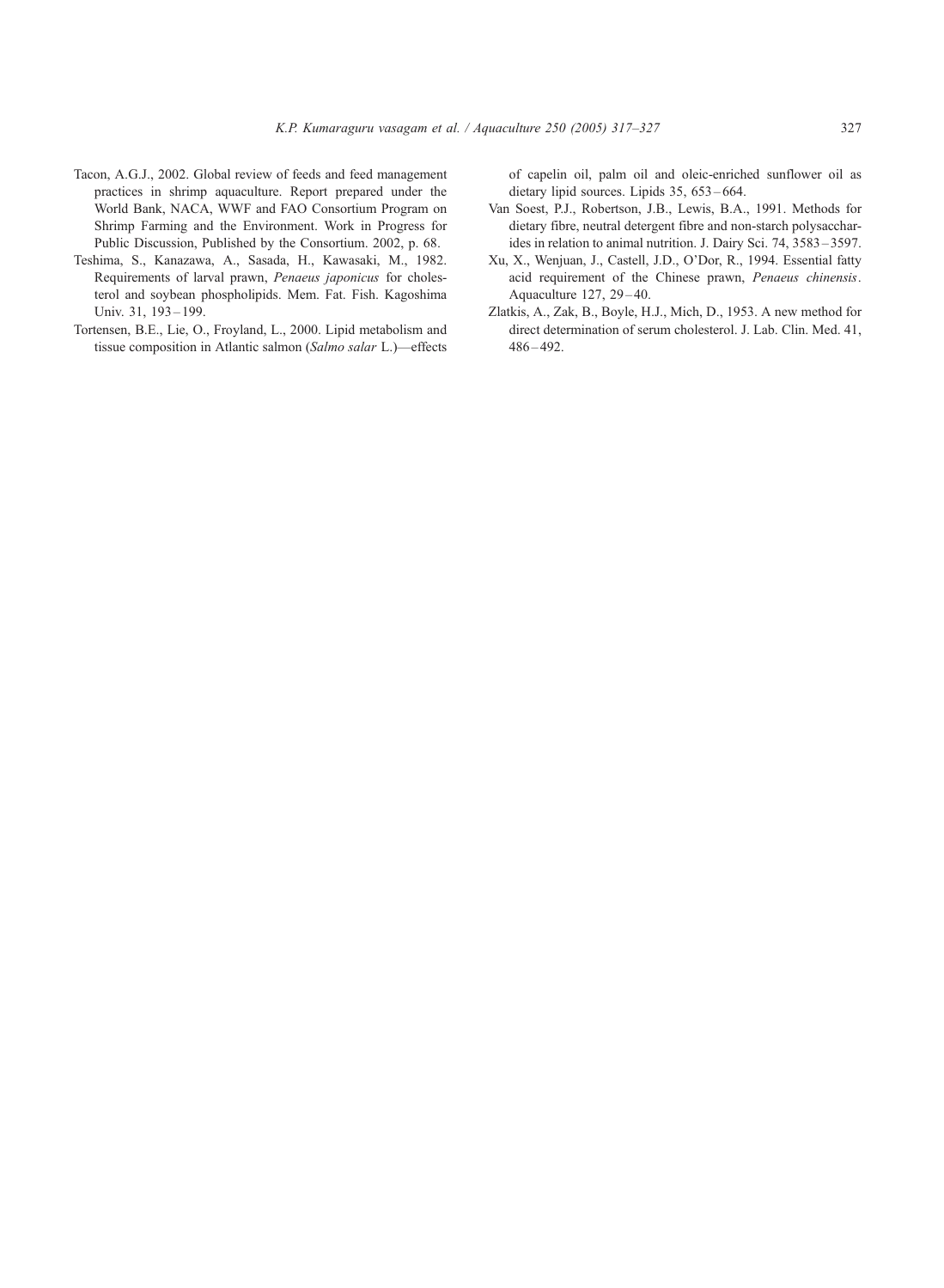Tacon, A.G.J., 2002. Global review of feeds and feed management practices in shrimp aquaculture. Report prepared under the World Bank, NACA, WWF and FAO Consortium Program on Shrimp Farming and the Environment. Work in Progress for Public Discussion, Published by the Consortium. 2002, p. 68.

Teshima, S., Kanazawa, A., Sasada, H., Kawasaki, M., 1982. Requirements of larval prawn, *Penaeus japonicus* for cholesterol and soybean phospholipids. Mem. Fat. Fish. Kagoshima Univ. 31, 193–199.

Tortensen, B.E., Lie, O., Froyland, L., 2000. Lipid metabolism and tissue composition in Atlantic salmon (*Salmo salar* L.)—effects of capelin oil, palm oil and oleic-enriched sunflower oil as dietary lipid sources. Lipids 35, 653–664.

Van Soest, P.J., Robertson, J.B., Lewis, B.A., 1991. Methods for dietary fibre, neutral detergent fibre and non-starch polysaccharides in relation to animal nutrition. J. Dairy Sci. 74, 3583–3597.

Xu, X., Wenjuan, J., Castell, J.D., O'Dor, R., 1994. Essential fatty acid requirement of the Chinese prawn, *Penaeus chinensis*. Aquaculture 127, 29–40.

Zlatkis, A., Zak, B., Boyle, H.J., Mich, D., 1953. A new method for direct determination of serum cholesterol. J. Lab. Clin. Med. 41, 486–492.